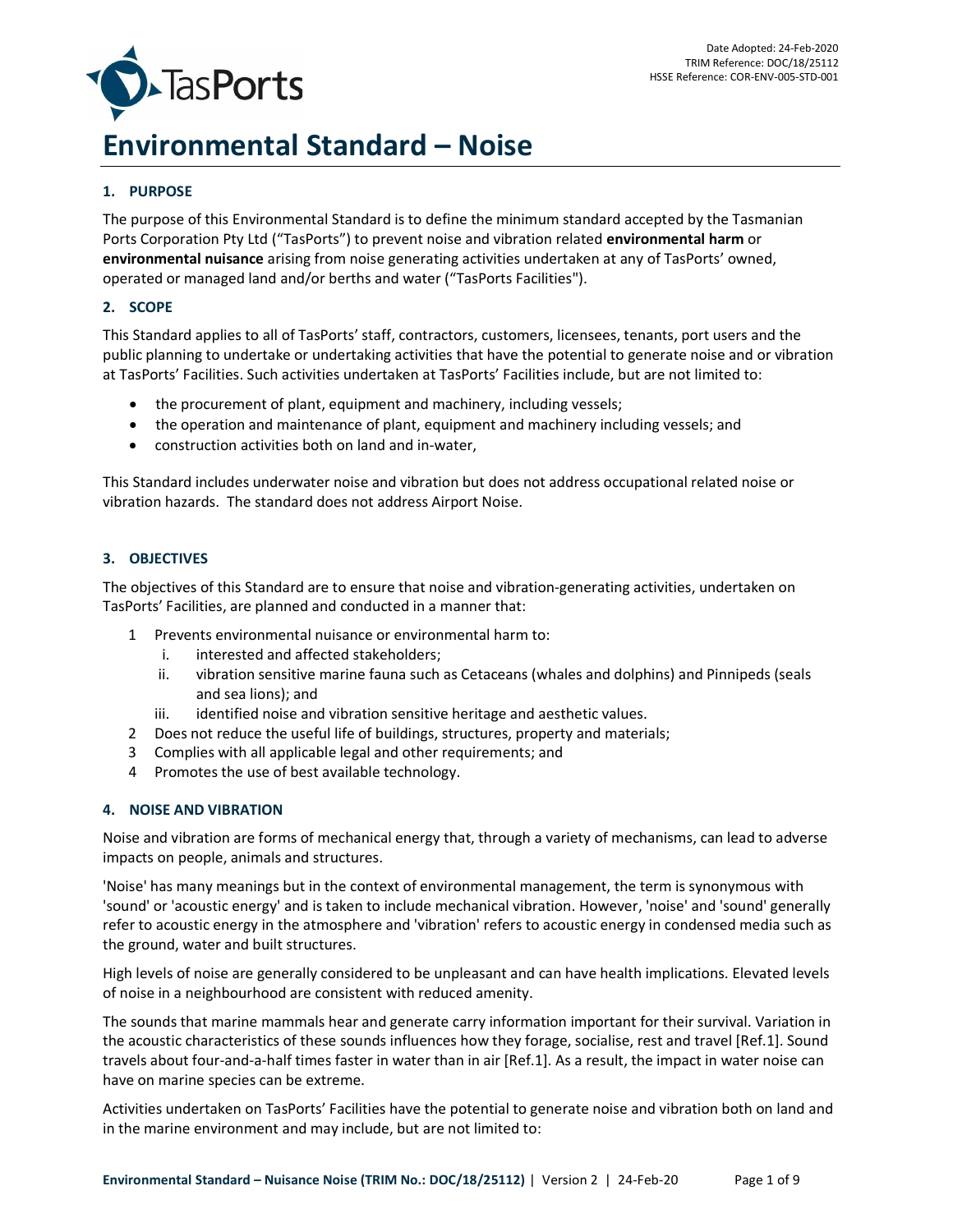Date Adopted: 24-Feb-2020
TRIM Reference: DOC/18/25112
HSSE Reference: COR-ENV-005-STD-001

# Environmental Standard – Noise

## 1. PURPOSE

The purpose of this Environmental Standard is to define the minimum standard accepted by the Tasmanian Ports Corporation Pty Ltd ("TasPorts") to prevent noise and vibration related **environmental harm** or **environmental nuisance** arising from noise generating activities undertaken at any of TasPorts' owned, operated or managed land and/or berths and water ("TasPorts Facilities").

## 2. SCOPE

This Standard applies to all of TasPorts' staff, contractors, customers, licensees, tenants, port users and the public planning to undertake or undertaking activities that have the potential to generate noise and or vibration at TasPorts' Facilities. Such activities undertaken at TasPorts' Facilities include, but are not limited to:

- the procurement of plant, equipment and machinery, including vessels;
- the operation and maintenance of plant, equipment and machinery including vessels; and
- construction activities both on land and in-water,

This Standard includes underwater noise and vibration but does not address occupational related noise or vibration hazards. The standard does not address Airport Noise.

## 3. OBJECTIVES

The objectives of this Standard are to ensure that noise and vibration-generating activities, undertaken on TasPorts' Facilities, are planned and conducted in a manner that:

1. Prevents environmental nuisance or environmental harm to:
   i. interested and affected stakeholders;
   ii. vibration sensitive marine fauna such as Cetaceans (whales and dolphins) and Pinnipeds (seals and sea lions); and
   iii. identified noise and vibration sensitive heritage and aesthetic values.
2. Does not reduce the useful life of buildings, structures, property and materials;
3. Complies with all applicable legal and other requirements; and
4. Promotes the use of best available technology.

## 4. NOISE AND VIBRATION

Noise and vibration are forms of mechanical energy that, through a variety of mechanisms, can lead to adverse impacts on people, animals and structures.

'Noise' has many meanings but in the context of environmental management, the term is synonymous with 'sound' or 'acoustic energy' and is taken to include mechanical vibration. However, 'noise' and 'sound' generally refer to acoustic energy in the atmosphere and 'vibration' refers to acoustic energy in condensed media such as the ground, water and built structures.

High levels of noise are generally considered to be unpleasant and can have health implications. Elevated levels of noise in a neighbourhood are consistent with reduced amenity.

The sounds that marine mammals hear and generate carry information important for their survival. Variation in the acoustic characteristics of these sounds influences how they forage, socialise, rest and travel [Ref.1]. Sound travels about four-and-a-half times faster in water than in air [Ref.1]. As a result, the impact in water noise can have on marine species can be extreme.

Activities undertaken on TasPorts' Facilities have the potential to generate noise and vibration both on land and in the marine environment and may include, but are not limited to: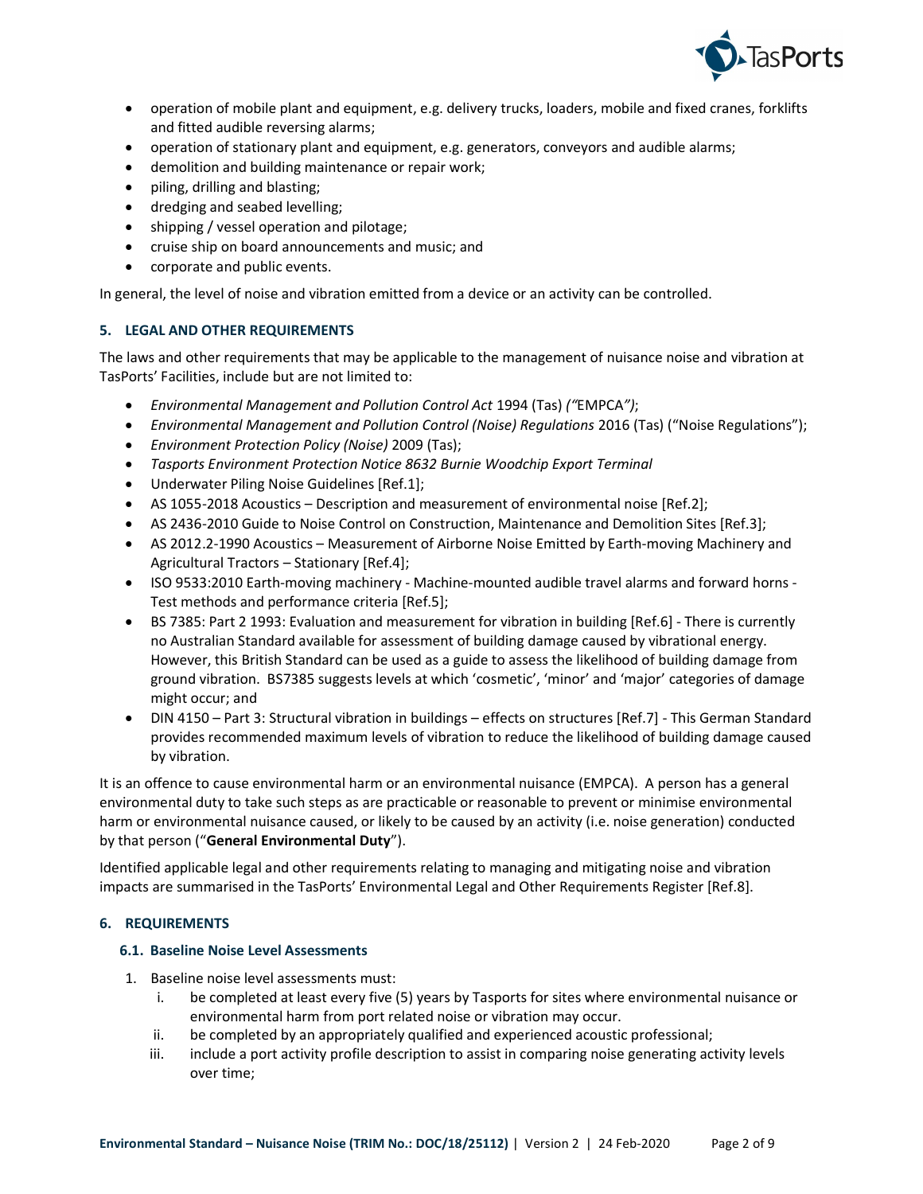- operation of mobile plant and equipment, e.g. delivery trucks, loaders, mobile and fixed cranes, forklifts and fitted audible reversing alarms;
- operation of stationary plant and equipment, e.g. generators, conveyors and audible alarms;
- demolition and building maintenance or repair work;
- piling, drilling and blasting;
- dredging and seabed levelling;
- shipping / vessel operation and pilotage;
- cruise ship on board announcements and music; and
- corporate and public events.

In general, the level of noise and vibration emitted from a device or an activity can be controlled.

## 5. LEGAL AND OTHER REQUIREMENTS

The laws and other requirements that may be applicable to the management of nuisance noise and vibration at TasPorts' Facilities, include but are not limited to:

- *Environmental Management and Pollution Control Act* 1994 (Tas) *("*EMPCA*")*;
- *Environmental Management and Pollution Control (Noise) Regulations* 2016 (Tas) ("Noise Regulations");
- *Environment Protection Policy (Noise)* 2009 (Tas);
- *Tasports Environment Protection Notice 8632 Burnie Woodchip Export Terminal*
- Underwater Piling Noise Guidelines [Ref.1];
- AS 1055-2018 Acoustics – Description and measurement of environmental noise [Ref.2];
- AS 2436-2010 Guide to Noise Control on Construction, Maintenance and Demolition Sites [Ref.3];
- AS 2012.2-1990 Acoustics – Measurement of Airborne Noise Emitted by Earth-moving Machinery and Agricultural Tractors – Stationary [Ref.4];
- ISO 9533:2010 Earth-moving machinery - Machine-mounted audible travel alarms and forward horns - Test methods and performance criteria [Ref.5];
- BS 7385: Part 2 1993: Evaluation and measurement for vibration in building [Ref.6] - There is currently no Australian Standard available for assessment of building damage caused by vibrational energy. However, this British Standard can be used as a guide to assess the likelihood of building damage from ground vibration. BS7385 suggests levels at which 'cosmetic', 'minor' and 'major' categories of damage might occur; and
- DIN 4150 – Part 3: Structural vibration in buildings – effects on structures [Ref.7] - This German Standard provides recommended maximum levels of vibration to reduce the likelihood of building damage caused by vibration.

It is an offence to cause environmental harm or an environmental nuisance (EMPCA). A person has a general environmental duty to take such steps as are practicable or reasonable to prevent or minimise environmental harm or environmental nuisance caused, or likely to be caused by an activity (i.e. noise generation) conducted by that person ("**General Environmental Duty**").

Identified applicable legal and other requirements relating to managing and mitigating noise and vibration impacts are summarised in the TasPorts' Environmental Legal and Other Requirements Register [Ref.8].

## 6. REQUIREMENTS

### 6.1. Baseline Noise Level Assessments

1. Baseline noise level assessments must:
    i. be completed at least every five (5) years by Tasports for sites where environmental nuisance or environmental harm from port related noise or vibration may occur.
    ii. be completed by an appropriately qualified and experienced acoustic professional;
    iii. include a port activity profile description to assist in comparing noise generating activity levels over time;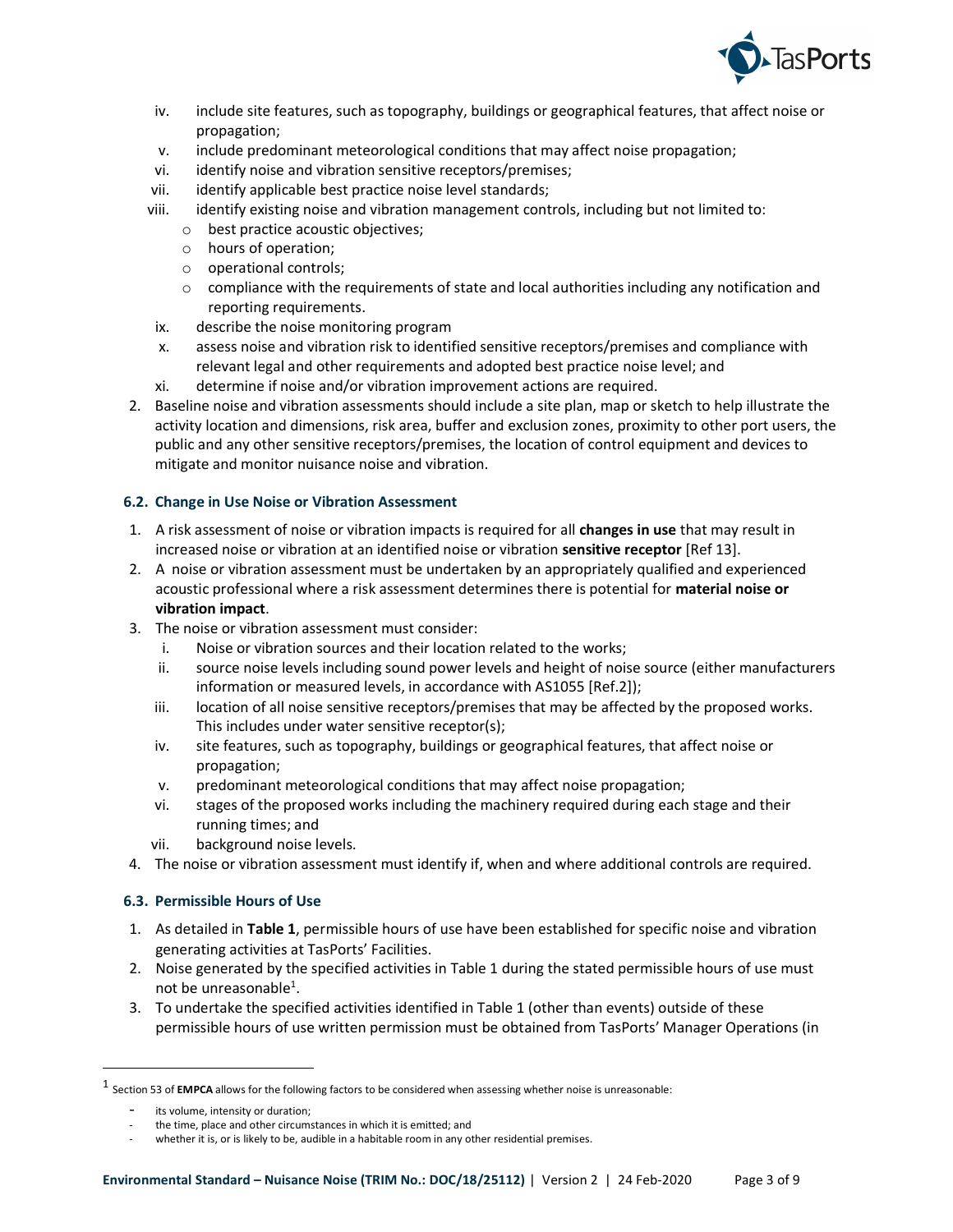iv. include site features, such as topography, buildings or geographical features, that affect noise or propagation;
v. include predominant meteorological conditions that may affect noise propagation;
vi. identify noise and vibration sensitive receptors/premises;
vii. identify applicable best practice noise level standards;
viii. identify existing noise and vibration management controls, including but not limited to:
   - best practice acoustic objectives;
   - hours of operation;
   - operational controls;
   - compliance with the requirements of state and local authorities including any notification and reporting requirements.
ix. describe the noise monitoring program
x. assess noise and vibration risk to identified sensitive receptors/premises and compliance with relevant legal and other requirements and adopted best practice noise level; and
xi. determine if noise and/or vibration improvement actions are required.

2. Baseline noise and vibration assessments should include a site plan, map or sketch to help illustrate the activity location and dimensions, risk area, buffer and exclusion zones, proximity to other port users, the public and any other sensitive receptors/premises, the location of control equipment and devices to mitigate and monitor nuisance noise and vibration.

### 6.2. Change in Use Noise or Vibration Assessment

1. A risk assessment of noise or vibration impacts is required for all **changes in use** that may result in increased noise or vibration at an identified noise or vibration **sensitive receptor** [Ref 13].
2. A noise or vibration assessment must be undertaken by an appropriately qualified and experienced acoustic professional where a risk assessment determines there is potential for **material noise or vibration impact**.
3. The noise or vibration assessment must consider:
   i. Noise or vibration sources and their location related to the works;
   ii. source noise levels including sound power levels and height of noise source (either manufacturers information or measured levels, in accordance with AS1055 [Ref.2]);
   iii. location of all noise sensitive receptors/premises that may be affected by the proposed works. This includes under water sensitive receptor(s);
   iv. site features, such as topography, buildings or geographical features, that affect noise or propagation;
   v. predominant meteorological conditions that may affect noise propagation;
   vi. stages of the proposed works including the machinery required during each stage and their running times; and
   vii. background noise levels.
4. The noise or vibration assessment must identify if, when and where additional controls are required.

### 6.3. Permissible Hours of Use

1. As detailed in **Table 1**, permissible hours of use have been established for specific noise and vibration generating activities at TasPorts' Facilities.
2. Noise generated by the specified activities in Table 1 during the stated permissible hours of use must not be unreasonable[1].
3. To undertake the specified activities identified in Table 1 (other than events) outside of these permissible hours of use written permission must be obtained from TasPorts' Manager Operations (in

---

[1] Section 53 of **EMPCA** allows for the following factors to be considered when assessing whether noise is unreasonable:

- its volume, intensity or duration;
- the time, place and other circumstances in which it is emitted; and
- whether it is, or is likely to be, audible in a habitable room in any other residential premises.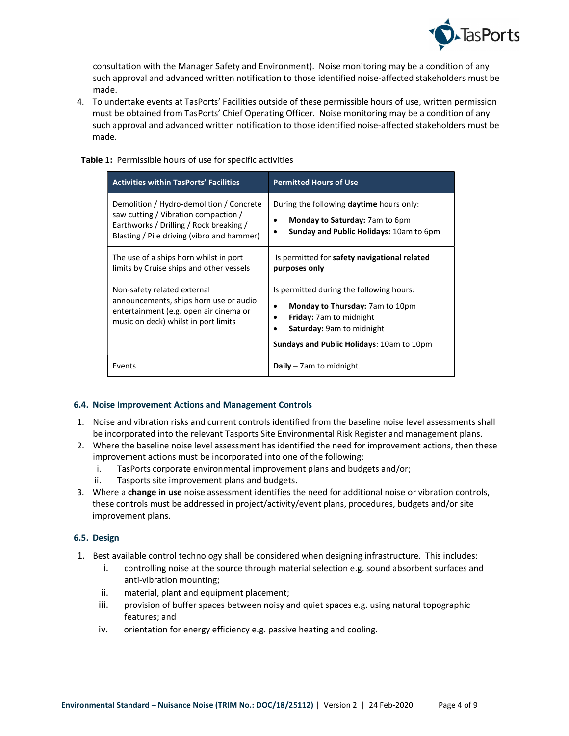consultation with the Manager Safety and Environment). Noise monitoring may be a condition of any such approval and advanced written notification to those identified noise-affected stakeholders must be made.

4. To undertake events at TasPorts' Facilities outside of these permissible hours of use, written permission must be obtained from TasPorts' Chief Operating Officer. Noise monitoring may be a condition of any such approval and advanced written notification to those identified noise-affected stakeholders must be made.

**Table 1:** Permissible hours of use for specific activities

| Activities within TasPorts' Facilities | Permitted Hours of Use |
| --- | --- |
| Demolition / Hydro-demolition / Concrete saw cutting / Vibration compaction / Earthworks / Drilling / Rock breaking / Blasting / Pile driving (vibro and hammer) | During the following **daytime** hours only: <br>• **Monday to Saturday:** 7am to 6pm <br>• **Sunday and Public Holidays:** 10am to 6pm |
| The use of a ships horn whilst in port limits by Cruise ships and other vessels | Is permitted for **safety navigational related purposes only** |
| Non-safety related external announcements, ships horn use or audio entertainment (e.g. open air cinema or music on deck) whilst in port limits | Is permitted during the following hours: <br>• **Monday to Thursday:** 7am to 10pm <br>• **Friday:** 7am to midnight <br>• **Saturday:** 9am to midnight <br>**Sundays and Public Holidays**: 10am to 10pm |
| Events | **Daily** – 7am to midnight. |

### 6.4. Noise Improvement Actions and Management Controls

1. Noise and vibration risks and current controls identified from the baseline noise level assessments shall be incorporated into the relevant Tasports Site Environmental Risk Register and management plans.
2. Where the baseline noise level assessment has identified the need for improvement actions, then these improvement actions must be incorporated into one of the following:
   i. TasPorts corporate environmental improvement plans and budgets and/or;
   ii. Tasports site improvement plans and budgets.
3. Where a **change in use** noise assessment identifies the need for additional noise or vibration controls, these controls must be addressed in project/activity/event plans, procedures, budgets and/or site improvement plans.

### 6.5. Design

1. Best available control technology shall be considered when designing infrastructure. This includes:
   i. controlling noise at the source through material selection e.g. sound absorbent surfaces and anti-vibration mounting;
   ii. material, plant and equipment placement;
   iii. provision of buffer spaces between noisy and quiet spaces e.g. using natural topographic features; and
   iv. orientation for energy efficiency e.g. passive heating and cooling.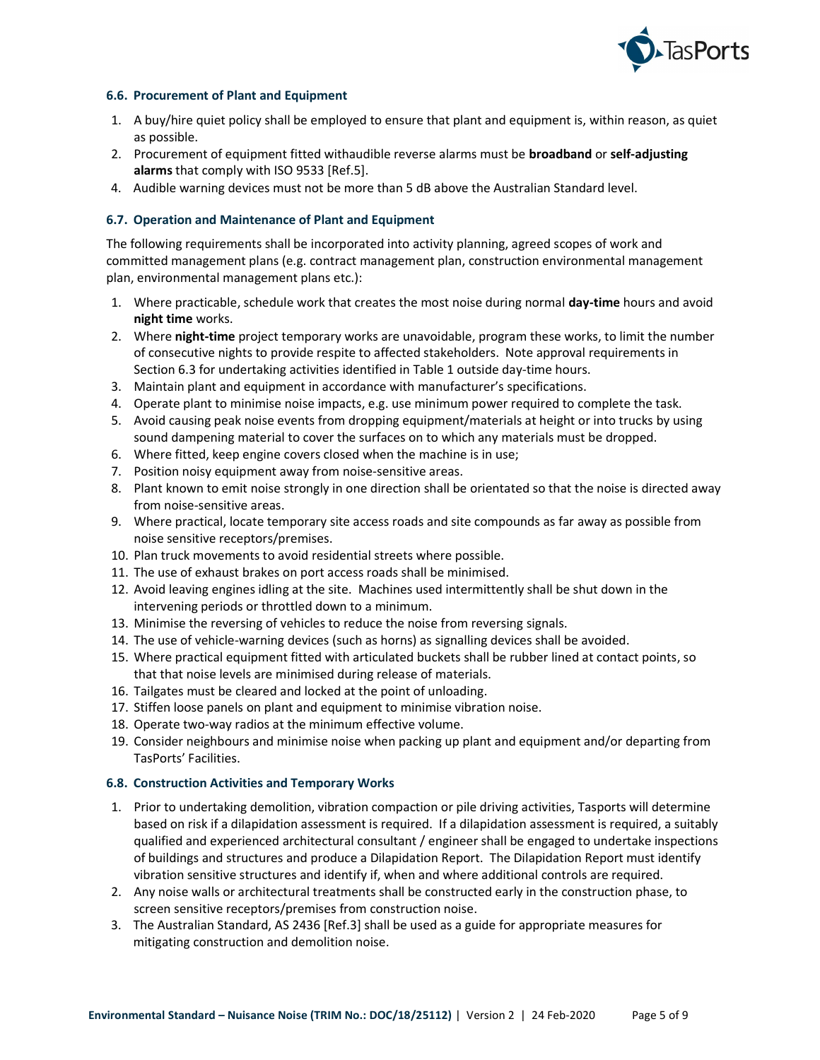### 6.6. Procurement of Plant and Equipment

1. A buy/hire quiet policy shall be employed to ensure that plant and equipment is, within reason, as quiet as possible.
2. Procurement of equipment fitted withaudible reverse alarms must be **broadband** or **self-adjusting alarms** that comply with ISO 9533 [Ref.5].
4. Audible warning devices must not be more than 5 dB above the Australian Standard level.

### 6.7. Operation and Maintenance of Plant and Equipment

The following requirements shall be incorporated into activity planning, agreed scopes of work and committed management plans (e.g. contract management plan, construction environmental management plan, environmental management plans etc.):

1. Where practicable, schedule work that creates the most noise during normal **day-time** hours and avoid **night time** works.
2. Where **night-time** project temporary works are unavoidable, program these works, to limit the number of consecutive nights to provide respite to affected stakeholders. Note approval requirements in Section 6.3 for undertaking activities identified in Table 1 outside day-time hours.
3. Maintain plant and equipment in accordance with manufacturer's specifications.
4. Operate plant to minimise noise impacts, e.g. use minimum power required to complete the task.
5. Avoid causing peak noise events from dropping equipment/materials at height or into trucks by using sound dampening material to cover the surfaces on to which any materials must be dropped.
6. Where fitted, keep engine covers closed when the machine is in use;
7. Position noisy equipment away from noise-sensitive areas.
8. Plant known to emit noise strongly in one direction shall be orientated so that the noise is directed away from noise-sensitive areas.
9. Where practical, locate temporary site access roads and site compounds as far away as possible from noise sensitive receptors/premises.
10. Plan truck movements to avoid residential streets where possible.
11. The use of exhaust brakes on port access roads shall be minimised.
12. Avoid leaving engines idling at the site. Machines used intermittently shall be shut down in the intervening periods or throttled down to a minimum.
13. Minimise the reversing of vehicles to reduce the noise from reversing signals.
14. The use of vehicle-warning devices (such as horns) as signalling devices shall be avoided.
15. Where practical equipment fitted with articulated buckets shall be rubber lined at contact points, so that that noise levels are minimised during release of materials.
16. Tailgates must be cleared and locked at the point of unloading.
17. Stiffen loose panels on plant and equipment to minimise vibration noise.
18. Operate two-way radios at the minimum effective volume.
19. Consider neighbours and minimise noise when packing up plant and equipment and/or departing from TasPorts' Facilities.

### 6.8. Construction Activities and Temporary Works

1. Prior to undertaking demolition, vibration compaction or pile driving activities, Tasports will determine based on risk if a dilapidation assessment is required. If a dilapidation assessment is required, a suitably qualified and experienced architectural consultant / engineer shall be engaged to undertake inspections of buildings and structures and produce a Dilapidation Report. The Dilapidation Report must identify vibration sensitive structures and identify if, when and where additional controls are required.
2. Any noise walls or architectural treatments shall be constructed early in the construction phase, to screen sensitive receptors/premises from construction noise.
3. The Australian Standard, AS 2436 [Ref.3] shall be used as a guide for appropriate measures for mitigating construction and demolition noise.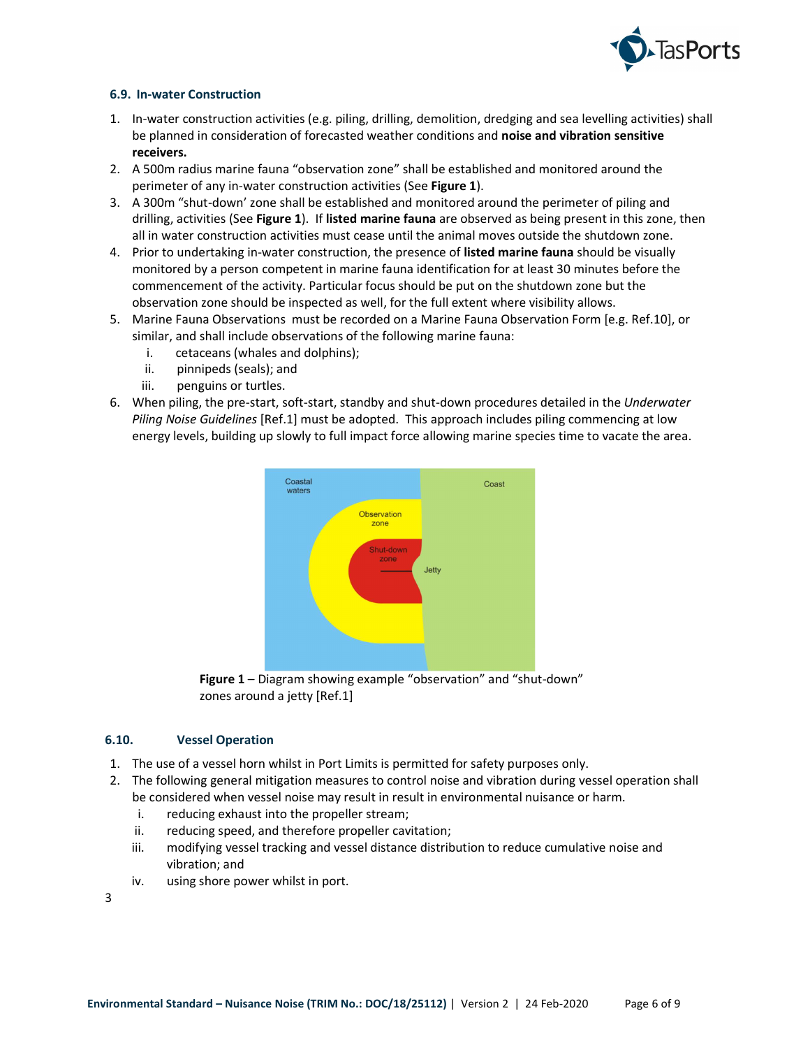### 6.9. In-water Construction

1. In-water construction activities (e.g. piling, drilling, demolition, dredging and sea levelling activities) shall be planned in consideration of forecasted weather conditions and **noise and vibration sensitive receivers.**
2. A 500m radius marine fauna "observation zone" shall be established and monitored around the perimeter of any in-water construction activities (See **Figure 1**).
3. A 300m "shut-down' zone shall be established and monitored around the perimeter of piling and drilling, activities (See **Figure 1**). If **listed marine fauna** are observed as being present in this zone, then all in water construction activities must cease until the animal moves outside the shutdown zone.
4. Prior to undertaking in-water construction, the presence of **listed marine fauna** should be visually monitored by a person competent in marine fauna identification for at least 30 minutes before the commencement of the activity. Particular focus should be put on the shutdown zone but the observation zone should be inspected as well, for the full extent where visibility allows.
5. Marine Fauna Observations must be recorded on a Marine Fauna Observation Form [e.g. Ref.10], or similar, and shall include observations of the following marine fauna:
   i. cetaceans (whales and dolphins);
   ii. pinnipeds (seals); and
   iii. penguins or turtles.
6. When piling, the pre-start, soft-start, standby and shut-down procedures detailed in the *Underwater Piling Noise Guidelines* [Ref.1] must be adopted. This approach includes piling commencing at low energy levels, building up slowly to full impact force allowing marine species time to vacate the area.

**Figure 1** – Diagram showing example "observation" and "shut-down" zones around a jetty [Ref.1]

### 6.10. Vessel Operation

1. The use of a vessel horn whilst in Port Limits is permitted for safety purposes only.
2. The following general mitigation measures to control noise and vibration during vessel operation shall be considered when vessel noise may result in result in environmental nuisance or harm.
   i. reducing exhaust into the propeller stream;
   ii. reducing speed, and therefore propeller cavitation;
   iii. modifying vessel tracking and vessel distance distribution to reduce cumulative noise and vibration; and
   iv. using shore power whilst in port.

3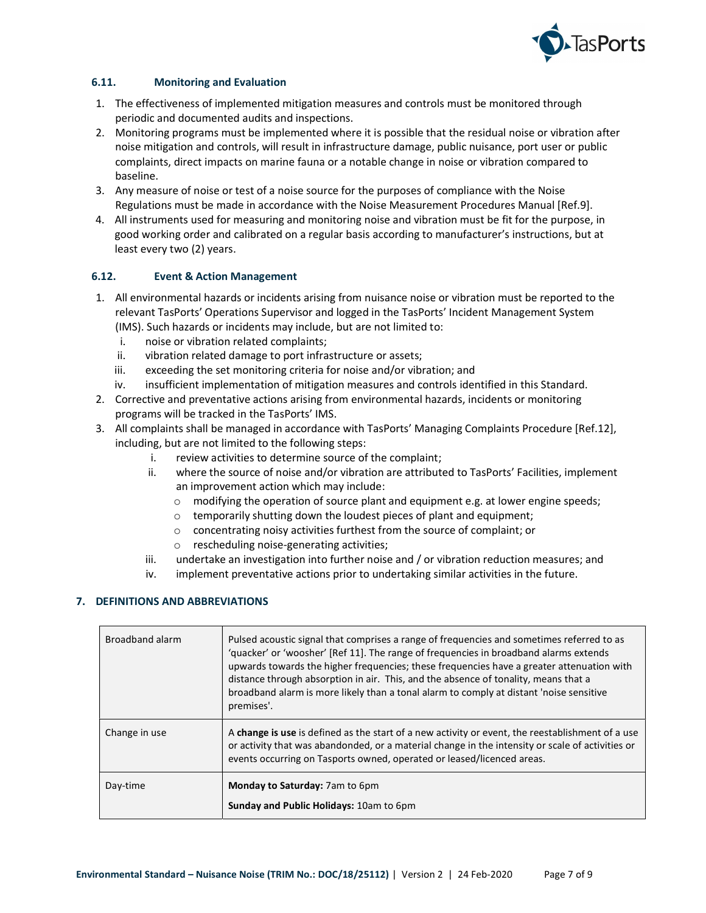### 6.11. Monitoring and Evaluation

1. The effectiveness of implemented mitigation measures and controls must be monitored through periodic and documented audits and inspections.
2. Monitoring programs must be implemented where it is possible that the residual noise or vibration after noise mitigation and controls, will result in infrastructure damage, public nuisance, port user or public complaints, direct impacts on marine fauna or a notable change in noise or vibration compared to baseline.
3. Any measure of noise or test of a noise source for the purposes of compliance with the Noise Regulations must be made in accordance with the Noise Measurement Procedures Manual [Ref.9].
4. All instruments used for measuring and monitoring noise and vibration must be fit for the purpose, in good working order and calibrated on a regular basis according to manufacturer's instructions, but at least every two (2) years.

### 6.12. Event & Action Management

1. All environmental hazards or incidents arising from nuisance noise or vibration must be reported to the relevant TasPorts' Operations Supervisor and logged in the TasPorts' Incident Management System (IMS). Such hazards or incidents may include, but are not limited to:
   i. noise or vibration related complaints;
   ii. vibration related damage to port infrastructure or assets;
   iii. exceeding the set monitoring criteria for noise and/or vibration; and
   iv. insufficient implementation of mitigation measures and controls identified in this Standard.
2. Corrective and preventative actions arising from environmental hazards, incidents or monitoring programs will be tracked in the TasPorts' IMS.
3. All complaints shall be managed in accordance with TasPorts' Managing Complaints Procedure [Ref.12], including, but are not limited to the following steps:
   i. review activities to determine source of the complaint;
   ii. where the source of noise and/or vibration are attributed to TasPorts' Facilities, implement an improvement action which may include:
      - modifying the operation of source plant and equipment e.g. at lower engine speeds;
      - temporarily shutting down the loudest pieces of plant and equipment;
      - concentrating noisy activities furthest from the source of complaint; or
      - rescheduling noise-generating activities;
   iii. undertake an investigation into further noise and / or vibration reduction measures; and
   iv. implement preventative actions prior to undertaking similar activities in the future.

## 7. DEFINITIONS AND ABBREVIATIONS

| | |
|---|---|
| Broadband alarm | Pulsed acoustic signal that comprises a range of frequencies and sometimes referred to as 'quacker' or 'woosher' [Ref 11]. The range of frequencies in broadband alarms extends upwards towards the higher frequencies; these frequencies have a greater attenuation with distance through absorption in air. This, and the absence of tonality, means that a broadband alarm is more likely than a tonal alarm to comply at distant 'noise sensitive premises'. |
| Change in use | A **change is use** is defined as the start of a new activity or event, the reestablishment of a use or activity that was abandoned, or a material change in the intensity or scale of activities or events occurring on Tasports owned, operated or leased/licenced areas. |
| Day-time | **Monday to Saturday:** 7am to 6pm<br>**Sunday and Public Holidays:** 10am to 6pm |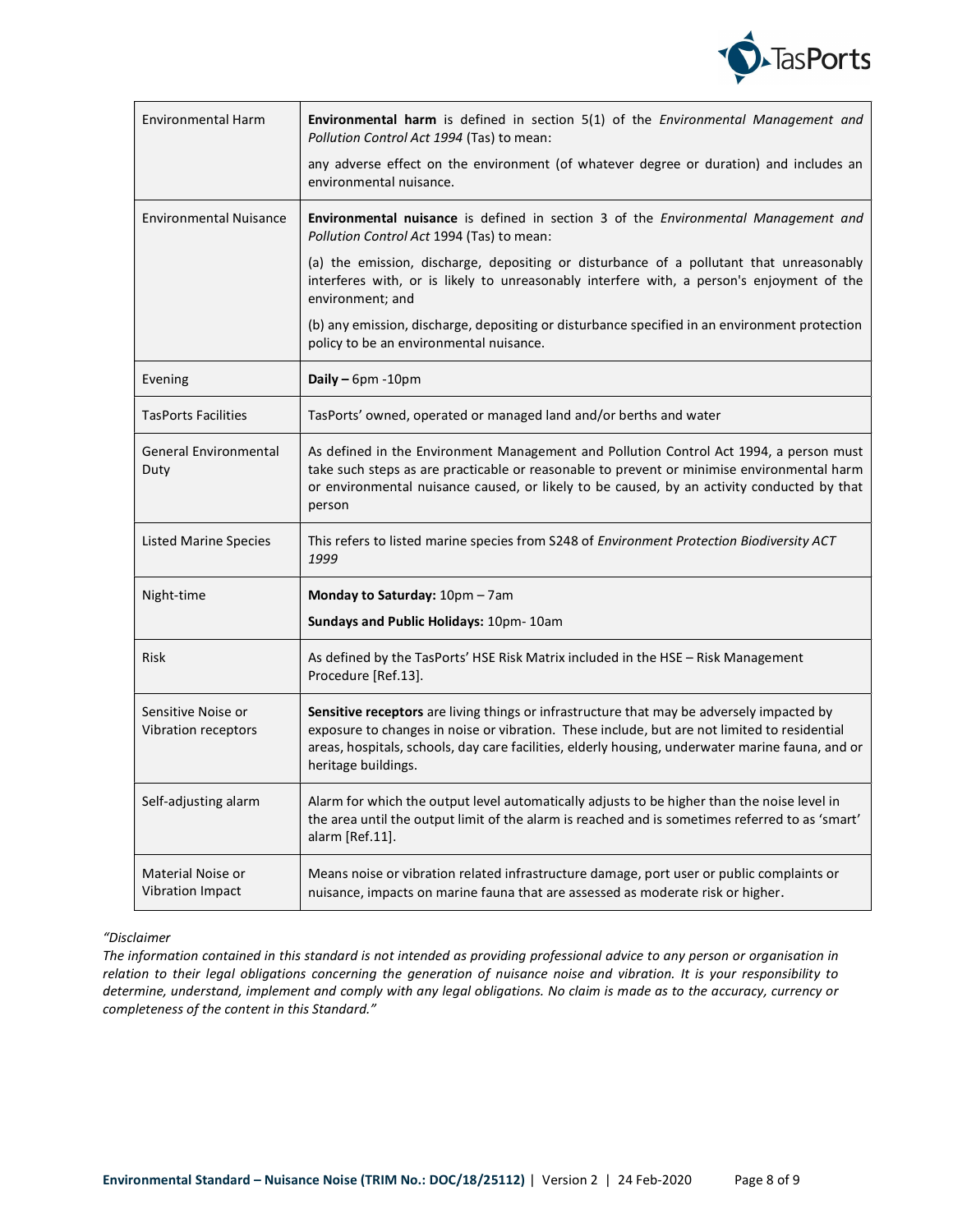| Environmental Harm | **Environmental harm** is defined in section 5(1) of the *Environmental Management and Pollution Control Act 1994* (Tas) to mean:<br><br>any adverse effect on the environment (of whatever degree or duration) and includes an environmental nuisance. |
|---|---|
| Environmental Nuisance | **Environmental nuisance** is defined in section 3 of the *Environmental Management and Pollution Control Act* 1994 (Tas) to mean:<br><br>(a) the emission, discharge, depositing or disturbance of a pollutant that unreasonably interferes with, or is likely to unreasonably interfere with, a person's enjoyment of the environment; and<br><br>(b) any emission, discharge, depositing or disturbance specified in an environment protection policy to be an environmental nuisance. |
| Evening | **Daily –** 6pm -10pm |
| TasPorts Facilities | TasPorts' owned, operated or managed land and/or berths and water |
| General Environmental Duty | As defined in the Environment Management and Pollution Control Act 1994, a person must take such steps as are practicable or reasonable to prevent or minimise environmental harm or environmental nuisance caused, or likely to be caused, by an activity conducted by that person |
| Listed Marine Species | This refers to listed marine species from S248 of *Environment Protection Biodiversity ACT 1999* |
| Night-time | **Monday to Saturday:** 10pm – 7am<br><br>**Sundays and Public Holidays:** 10pm- 10am |
| Risk | As defined by the TasPorts' HSE Risk Matrix included in the HSE – Risk Management Procedure [Ref.13]. |
| Sensitive Noise or Vibration receptors | **Sensitive receptors** are living things or infrastructure that may be adversely impacted by exposure to changes in noise or vibration. These include, but are not limited to residential areas, hospitals, schools, day care facilities, elderly housing, underwater marine fauna, and or heritage buildings. |
| Self-adjusting alarm | Alarm for which the output level automatically adjusts to be higher than the noise level in the area until the output limit of the alarm is reached and is sometimes referred to as 'smart' alarm [Ref.11]. |
| Material Noise or Vibration Impact | Means noise or vibration related infrastructure damage, port user or public complaints or nuisance, impacts on marine fauna that are assessed as moderate risk or higher. |

*"Disclaimer*

*The information contained in this standard is not intended as providing professional advice to any person or organisation in relation to their legal obligations concerning the generation of nuisance noise and vibration. It is your responsibility to determine, understand, implement and comply with any legal obligations. No claim is made as to the accuracy, currency or completeness of the content in this Standard."*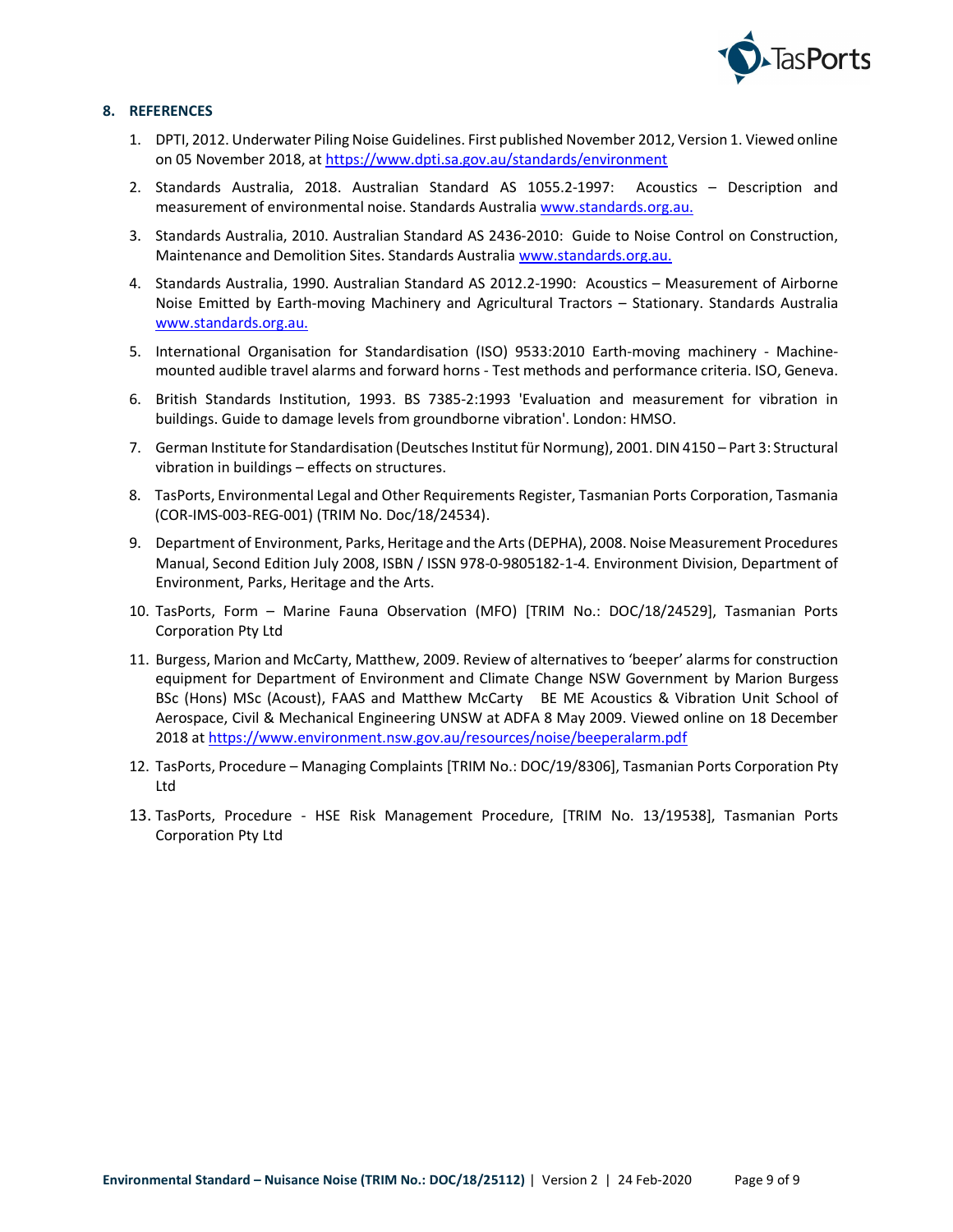## 8. REFERENCES

1. DPTI, 2012. Underwater Piling Noise Guidelines. First published November 2012, Version 1. Viewed online on 05 November 2018, at https://www.dpti.sa.gov.au/standards/environment
2. Standards Australia, 2018. Australian Standard AS 1055.2-1997: Acoustics – Description and measurement of environmental noise. Standards Australia www.standards.org.au.
3. Standards Australia, 2010. Australian Standard AS 2436-2010: Guide to Noise Control on Construction, Maintenance and Demolition Sites. Standards Australia www.standards.org.au.
4. Standards Australia, 1990. Australian Standard AS 2012.2-1990: Acoustics – Measurement of Airborne Noise Emitted by Earth-moving Machinery and Agricultural Tractors – Stationary. Standards Australia www.standards.org.au.
5. International Organisation for Standardisation (ISO) 9533:2010 Earth-moving machinery - Machine-mounted audible travel alarms and forward horns - Test methods and performance criteria. ISO, Geneva.
6. British Standards Institution, 1993. BS 7385-2:1993 'Evaluation and measurement for vibration in buildings. Guide to damage levels from groundborne vibration'. London: HMSO.
7. German Institute for Standardisation (Deutsches Institut für Normung), 2001. DIN 4150 – Part 3: Structural vibration in buildings – effects on structures.
8. TasPorts, Environmental Legal and Other Requirements Register, Tasmanian Ports Corporation, Tasmania (COR-IMS-003-REG-001) (TRIM No. Doc/18/24534).
9. Department of Environment, Parks, Heritage and the Arts (DEPHA), 2008. Noise Measurement Procedures Manual, Second Edition July 2008, ISBN / ISSN 978-0-9805182-1-4. Environment Division, Department of Environment, Parks, Heritage and the Arts.
10. TasPorts, Form – Marine Fauna Observation (MFO) [TRIM No.: DOC/18/24529], Tasmanian Ports Corporation Pty Ltd
11. Burgess, Marion and McCarty, Matthew, 2009. Review of alternatives to 'beeper' alarms for construction equipment for Department of Environment and Climate Change NSW Government by Marion Burgess BSc (Hons) MSc (Acoust), FAAS and Matthew McCarty BE ME Acoustics & Vibration Unit School of Aerospace, Civil & Mechanical Engineering UNSW at ADFA 8 May 2009. Viewed online on 18 December 2018 at https://www.environment.nsw.gov.au/resources/noise/beeperalarm.pdf
12. TasPorts, Procedure – Managing Complaints [TRIM No.: DOC/19/8306], Tasmanian Ports Corporation Pty Ltd
13. TasPorts, Procedure - HSE Risk Management Procedure, [TRIM No. 13/19538], Tasmanian Ports Corporation Pty Ltd